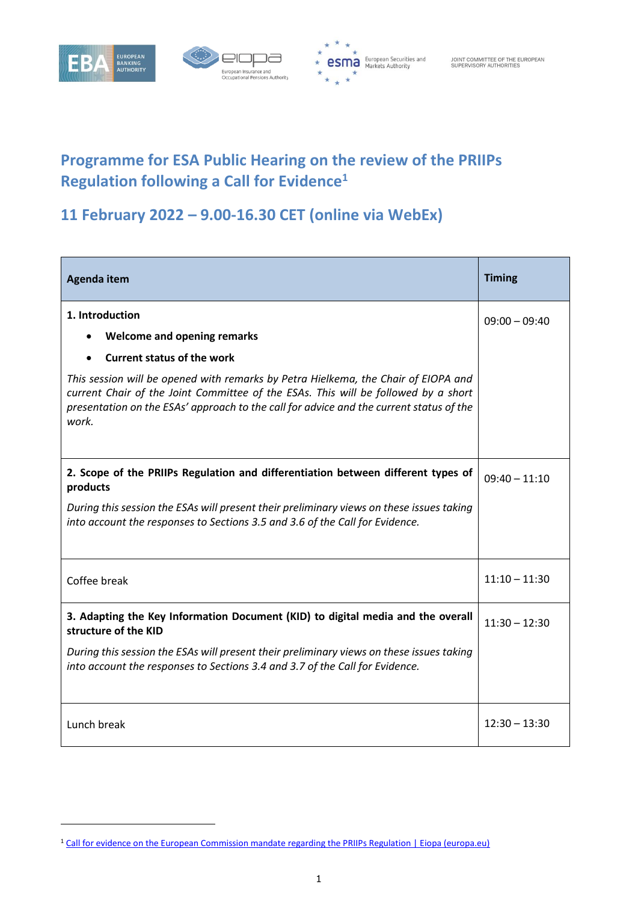EUROPEAN BANKING AUTHORITY | European Insurance and Occupational Pensions Authority | European Securities and Markets Authority | JOINT COMMITTEE OF THE EUROPEAN SUPERVISORY AUTHORITIES

# Programme for ESA Public Hearing on the review of the PRIIPs Regulation following a Call for Evidence[1]

## 11 February 2022 – 9.00-16.30 CET (online via WebEx)

| Agenda item | Timing |
|---|---|
| **1. Introduction**<br>• **Welcome and opening remarks**<br>• **Current status of the work**<br>*This session will be opened with remarks by Petra Hielkema, the Chair of EIOPA and current Chair of the Joint Committee of the ESAs. This will be followed by a short presentation on the ESAs' approach to the call for advice and the current status of the work.* | 09:00 – 09:40 |
| **2. Scope of the PRIIPs Regulation and differentiation between different types of products**<br>*During this session the ESAs will present their preliminary views on these issues taking into account the responses to Sections 3.5 and 3.6 of the Call for Evidence.* | 09:40 – 11:10 |
| Coffee break | 11:10 – 11:30 |
| **3. Adapting the Key Information Document (KID) to digital media and the overall structure of the KID**<br>*During this session the ESAs will present their preliminary views on these issues taking into account the responses to Sections 3.4 and 3.7 of the Call for Evidence.* | 11:30 – 12:30 |
| Lunch break | 12:30 – 13:30 |

[1] Call for evidence on the European Commission mandate regarding the PRIIPs Regulation | Eiopa (europa.eu)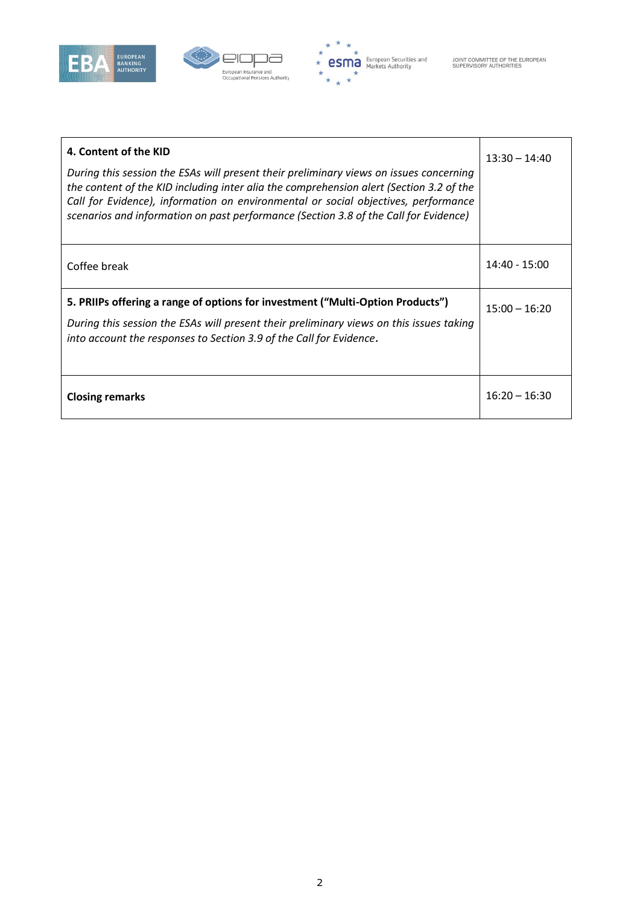| | |
|---|---|
| **4. Content of the KID**<br><br>*During this session the ESAs will present their preliminary views on issues concerning the content of the KID including inter alia the comprehension alert (Section 3.2 of the Call for Evidence), information on environmental or social objectives, performance scenarios and information on past performance (Section 3.8 of the Call for Evidence)* | 13:30 – 14:40 |
| Coffee break | 14:40 - 15:00 |
| **5. PRIIPs offering a range of options for investment ("Multi-Option Products")**<br><br>*During this session the ESAs will present their preliminary views on this issues taking into account the responses to Section 3.9 of the Call for Evidence.* | 15:00 – 16:20 |
| **Closing remarks** | 16:20 – 16:30 |